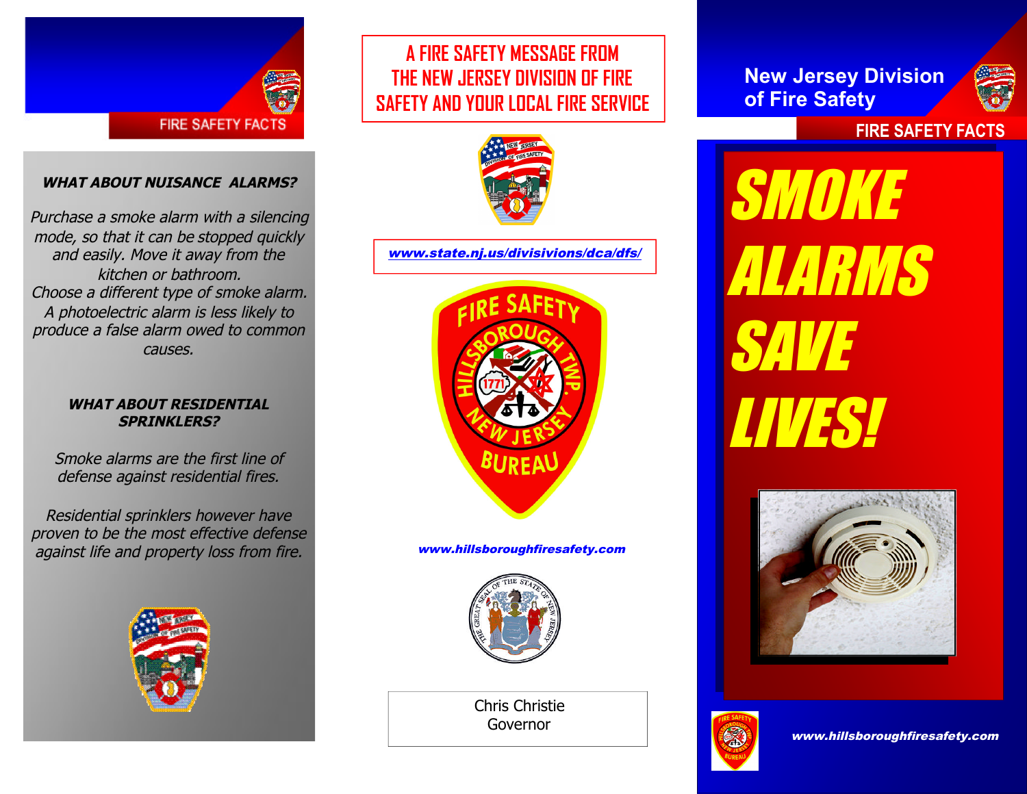FIRE SAFETY FACTS

### *WHAT ABOUT NUISANCE ALARMS?*

*Purchase a smoke alarm with a silencing mode, so that it can be stopped quickly and easily. Move it away from the kitchen or bathroom.*
*Choose a different type of smoke alarm. A photoelectric alarm is less likely to produce a false alarm owed to common causes.*

### *WHAT ABOUT RESIDENTIAL SPRINKLERS?*

*Smoke alarms are the first line of defense against residential fires.*

*Residential sprinklers however have proven to be the most effective defense against life and property loss from fire.*

## A FIRE SAFETY MESSAGE FROM THE NEW JERSEY DIVISION OF FIRE SAFETY AND YOUR LOCAL FIRE SERVICE

***www.state.nj.us/divisivions/dca/dfs/***

FIRE SAFETY HILLSBOROUGH TWP. NEW JERSEY BUREAU 1771

***www.hillsboroughfiresafety.com***

Chris Christie
Governor

## New Jersey Division of Fire Safety

FIRE SAFETY FACTS

# SMOKE ALARMS SAVE LIVES!

***www.hillsboroughfiresafety.com***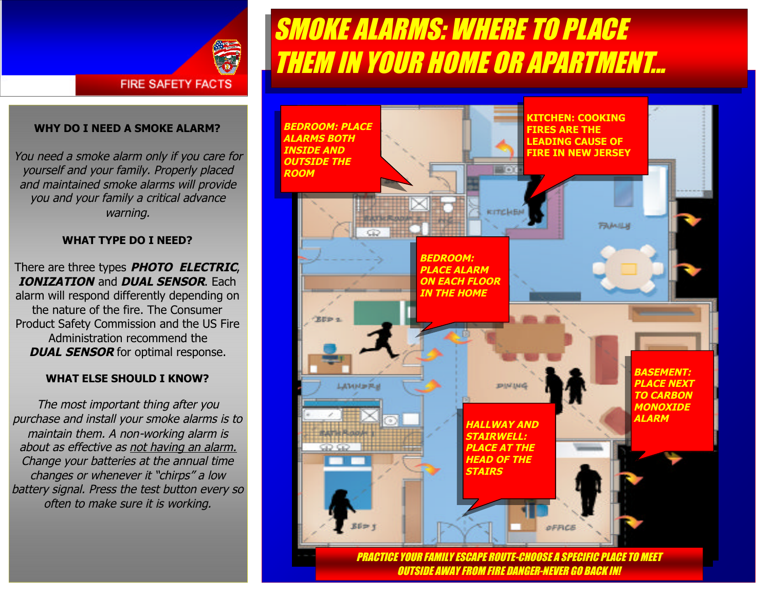FIRE SAFETY FACTS

# SMOKE ALARMS: WHERE TO PLACE THEM IN YOUR HOME OR APARTMENT...

### WHY DO I NEED A SMOKE ALARM?

*You need a smoke alarm only if you care for yourself and your family. Properly placed and maintained smoke alarms will provide you and your family a critical advance warning.*

### WHAT TYPE DO I NEED?

There are three types ***PHOTO ELECTRIC***, ***IONIZATION*** and ***DUAL SENSOR***. Each alarm will respond differently depending on the nature of the fire. The Consumer Product Safety Commission and the US Fire Administration recommend the ***DUAL SENSOR*** for optimal response.

### WHAT ELSE SHOULD I KNOW?

*The most important thing after you purchase and install your smoke alarms is to maintain them. A non-working alarm is about as effective as not having an alarm. Change your batteries at the annual time changes or whenever it "chirps" a low battery signal. Press the test button every so often to make sure it is working.*

**BEDROOM: PLACE ALARMS BOTH INSIDE AND OUTSIDE THE ROOM**

**KITCHEN: COOKING FIRES ARE THE LEADING CAUSE OF FIRE IN NEW JERSEY**

**BEDROOM: PLACE ALARM ON EACH FLOOR IN THE HOME**

**BASEMENT: PLACE NEXT TO CARBON MONOXIDE ALARM**

**HALLWAY AND STAIRWELL: PLACE AT THE HEAD OF THE STAIRS**

**PRACTICE YOUR FAMILY ESCAPE ROUTE-CHOOSE A SPECIFIC PLACE TO MEET OUTSIDE AWAY FROM FIRE DANGER-NEVER GO BACK IN!**